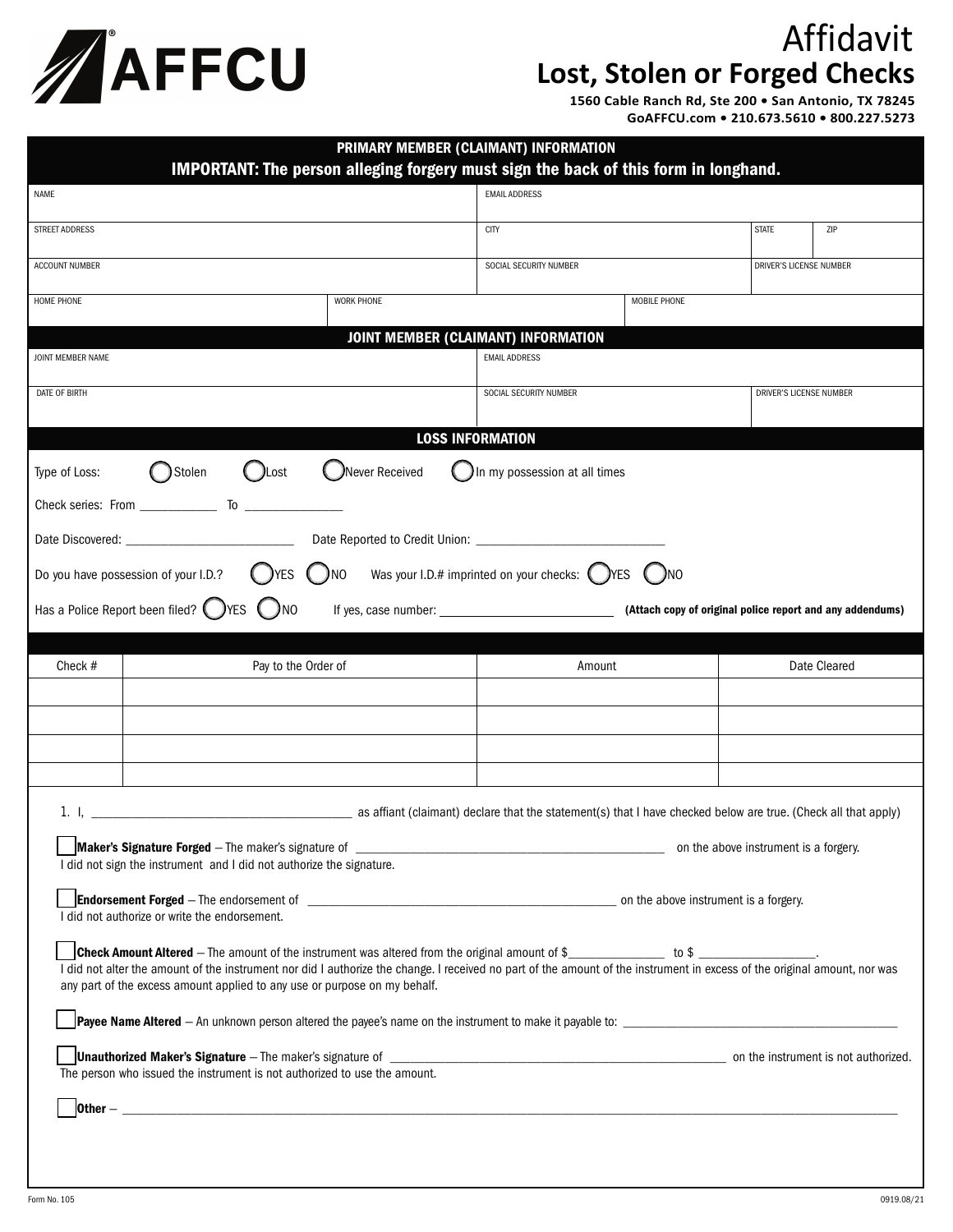AFFCU

# Affidavit
## Lost, Stolen or Forged Checks

**1560 Cable Ranch Rd, Ste 200 • San Antonio, TX 78245**
**GoAFFCU.com • 210.673.5610 • 800.227.5273**

### PRIMARY MEMBER (CLAIMANT) INFORMATION
**IMPORTANT: The person alleging forgery must sign the back of this form in longhand.**

| NAME | | EMAIL ADDRESS | | | |
|---|---|---|---|---|---|
| STREET ADDRESS | | CITY | | STATE | ZIP |
| ACCOUNT NUMBER | | SOCIAL SECURITY NUMBER | | DRIVER'S LICENSE NUMBER | |
| HOME PHONE | WORK PHONE | | MOBILE PHONE | | |

### JOINT MEMBER (CLAIMANT) INFORMATION

| JOINT MEMBER NAME | EMAIL ADDRESS | |
|---|---|---|
| DATE OF BIRTH | SOCIAL SECURITY NUMBER | DRIVER'S LICENSE NUMBER |

### LOSS INFORMATION

Type of Loss: ◯ Stolen ◯ Lost ◯ Never Received ◯ In my possession at all times

Check series: From ____________ To _______________

Date Discovered: __________________________ Date Reported to Credit Union: _____________________________

Do you have possession of your I.D.? ◯ YES ◯ NO Was your I.D.# imprinted on your checks: ◯ YES ◯ NO

Has a Police Report been filed? ◯ YES ◯ NO If yes, case number: __________________________ **(Attach copy of original police report and any addendums)**

| Check # | Pay to the Order of | Amount | Date Cleared |
|---|---|---|---|
| | | | |
| | | | |
| | | | |
| | | | |

1. I, ___________________________________________ as affiant (claimant) declare that the statement(s) that I have checked below are true. (Check all that apply)

☐ **Maker's Signature Forged** – The maker's signature of ___________________________________________________ on the above instrument is a forgery. I did not sign the instrument and I did not authorize the signature.

☐ **Endorsement Forged** – The endorsement of ___________________________________________________ on the above instrument is a forgery. I did not authorize or write the endorsement.

☐ **Check Amount Altered** – The amount of the instrument was altered from the original amount of $_______________ to $ __________________. I did not alter the amount of the instrument nor did I authorize the change. I received no part of the amount of the instrument in excess of the original amount, nor was any part of the excess amount applied to any use or purpose on my behalf.

☐ **Payee Name Altered** – An unknown person altered the payee's name on the instrument to make it payable to: ____________________________________________

☐ **Unauthorized Maker's Signature** – The maker's signature of ___________________________________________________ on the instrument is not authorized. The person who issued the instrument is not authorized to use the amount.

☐ **Other** – ______________________________________________________________________________________________________________

Form No. 105 0919.08/21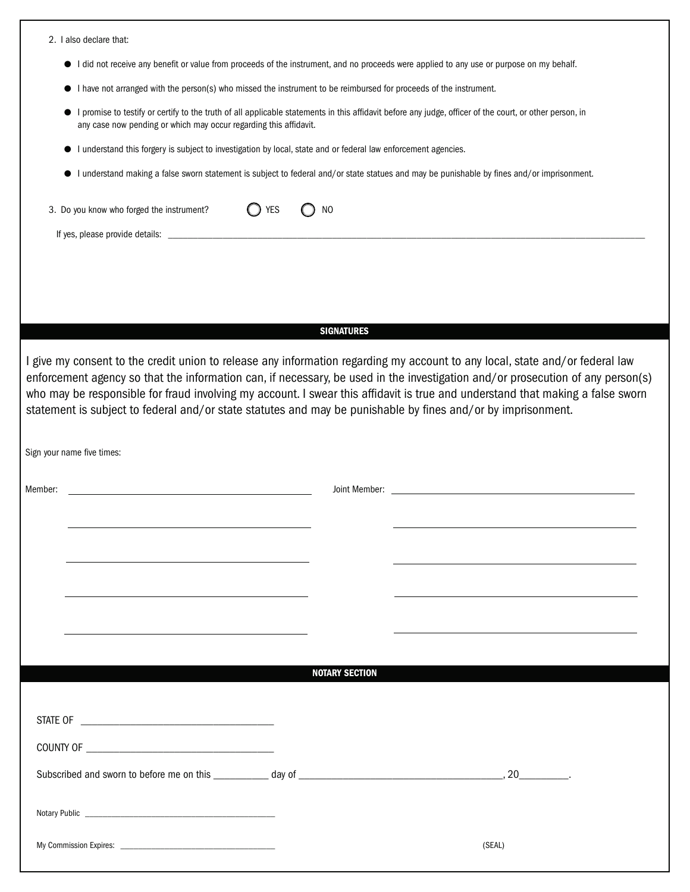2. I also declare that:

- I did not receive any benefit or value from proceeds of the instrument, and no proceeds were applied to any use or purpose on my behalf.
- I have not arranged with the person(s) who missed the instrument to be reimbursed for proceeds of the instrument.
- I promise to testify or certify to the truth of all applicable statements in this affidavit before any judge, officer of the court, or other person, in any case now pending or which may occur regarding this affidavit.
- I understand this forgery is subject to investigation by local, state and or federal law enforcement agencies.
- I understand making a false sworn statement is subject to federal and/or state statues and may be punishable by fines and/or imprisonment.

3. Do you know who forged the instrument? ◯ YES ◯ NO

If yes, please provide details: ______________________________________________

## SIGNATURES

I give my consent to the credit union to release any information regarding my account to any local, state and/or federal law enforcement agency so that the information can, if necessary, be used in the investigation and/or prosecution of any person(s) who may be responsible for fraud involving my account. I swear this affidavit is true and understand that making a false sworn statement is subject to federal and/or state statutes and may be punishable by fines and/or by imprisonment.

Sign your name five times:

| | |
|---|---|
| Member: ______________________ | Joint Member: ______________________ |
| ______________________ | ______________________ |
| ______________________ | ______________________ |
| ______________________ | ______________________ |
| ______________________ | ______________________ |

## NOTARY SECTION

STATE OF ______________________

COUNTY OF ______________________

Subscribed and sworn to before me on this __________ day of ______________________, 20_________.

Notary Public ______________________

My Commission Expires: ______________________ (SEAL)